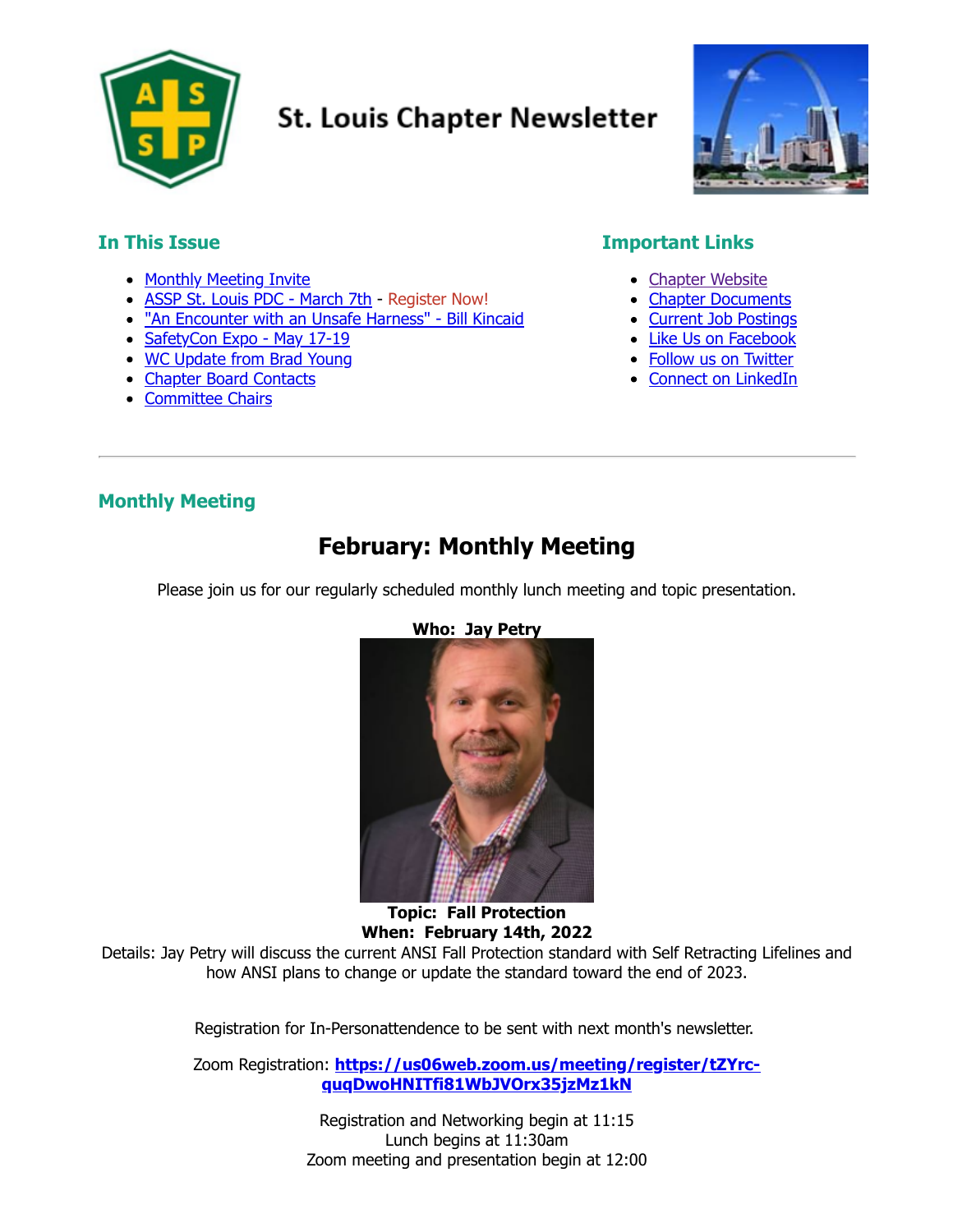# St. Louis Chapter Newsletter

## In This Issue

- Monthly Meeting Invite
- ASSP St. Louis PDC - March 7th - Register Now!
- "An Encounter with an Unsafe Harness" - Bill Kincaid
- SafetyCon Expo - May 17-19
- WC Update from Brad Young
- Chapter Board Contacts
- Committee Chairs

## Important Links

- Chapter Website
- Chapter Documents
- Current Job Postings
- Like Us on Facebook
- Follow us on Twitter
- Connect on LinkedIn

---

## Monthly Meeting

# February: Monthly Meeting

Please join us for our regularly scheduled monthly lunch meeting and topic presentation.

**Who: Jay Petry**

**Topic: Fall Protection**
**When: February 14th, 2022**

Details: Jay Petry will discuss the current ANSI Fall Protection standard with Self Retracting Lifelines and how ANSI plans to change or update the standard toward the end of 2023.

Registration for In-Personattendence to be sent with next month's newsletter.

Zoom Registration: **https://us06web.zoom.us/meeting/register/tZYrc-quqDwoHNITfi81WbJVOrx35jzMz1kN**

Registration and Networking begin at 11:15
Lunch begins at 11:30am
Zoom meeting and presentation begin at 12:00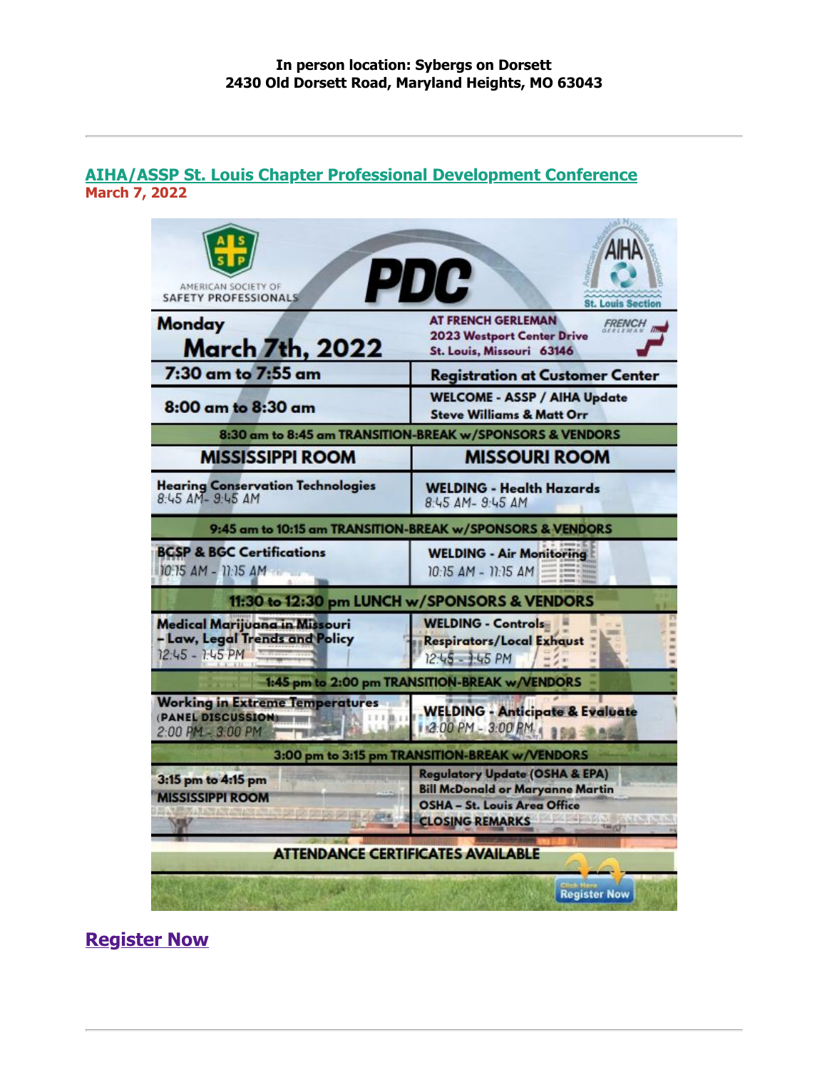**In person location: Sybergs on Dorsett**
**2430 Old Dorsett Road, Maryland Heights, MO 63043**

---

## AIHA/ASSP St. Louis Chapter Professional Development Conference

**March 7, 2022**

AMERICAN SOCIETY OF SAFETY PROFESSIONALS

**PDC**

AIHA American Industrial Hygiene Association St. Louis Section

| **Monday March 7th, 2022** | **AT FRENCH GERLEMAN** 2023 Westport Center Drive St. Louis, Missouri 63146 |
|---|---|
| **7:30 am to 7:55 am** | **Registration at Customer Center** |
| **8:00 am to 8:30 am** | **WELCOME - ASSP / AIHA Update** Steve Williams & Matt Orr |
| **8:30 am to 8:45 am TRANSITION-BREAK w/SPONSORS & VENDORS** | |
| **MISSISSIPPI ROOM** | **MISSOURI ROOM** |
| **Hearing Conservation Technologies** 8:45 AM- 9:45 AM | **WELDING - Health Hazards** 8:45 AM- 9:45 AM |
| **9:45 am to 10:15 am TRANSITION-BREAK w/SPONSORS & VENDORS** | |
| **BCSP & BGC Certifications** 10:15 AM - 11:15 AM | **WELDING - Air Monitoring** 10:15 AM - 11:15 AM |
| **11:30 to 12:30 pm LUNCH w/SPONSORS & VENDORS** | |
| **Medical Marijuana in Missouri – Law, Legal Trends and Policy** 12:45 - 1:45 PM | **WELDING - Controls Respirators/Local Exhaust** 12:45 - 1:45 PM |
| **1:45 pm to 2:00 pm TRANSITION-BREAK w/VENDORS** | |
| **Working in Extreme Temperatures (PANEL DISCUSSION)** 2:00 PM - 3:00 PM | **WELDING - Anticipate & Evaluate** 2:00 PM - 3:00 PM |
| **3:00 pm to 3:15 pm TRANSITION-BREAK w/VENDORS** | |
| **3:15 pm to 4:15 pm MISSISSIPPI ROOM** | **Regulatory Update (OSHA & EPA)** Bill McDonald or Maryanne Martin OSHA – St. Louis Area Office CLOSING REMARKS |
| **ATTENDANCE CERTIFICATES AVAILABLE** | |

Click Here Register Now

## Register Now

---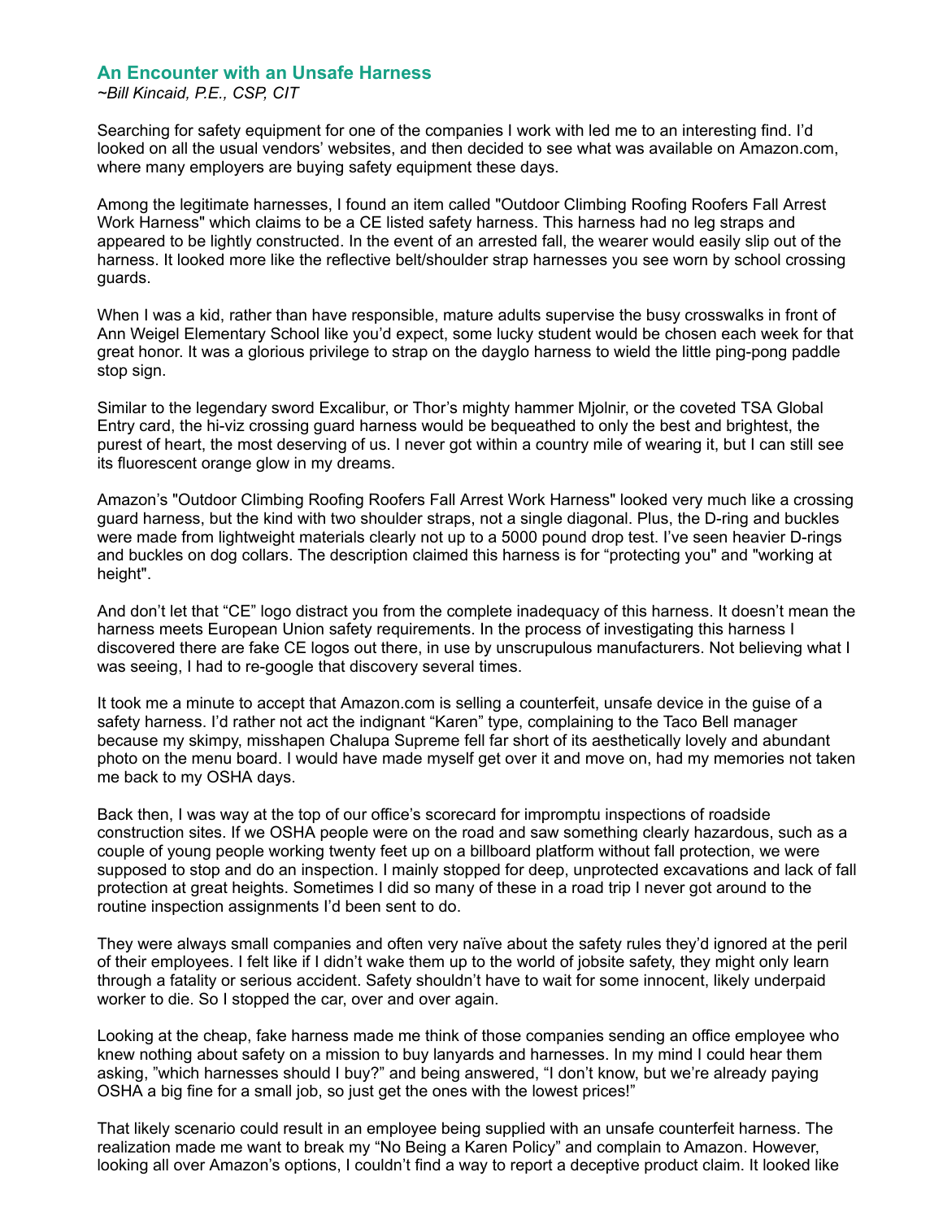## An Encounter with an Unsafe Harness

*~Bill Kincaid, P.E., CSP, CIT*

Searching for safety equipment for one of the companies I work with led me to an interesting find. I'd looked on all the usual vendors' websites, and then decided to see what was available on Amazon.com, where many employers are buying safety equipment these days.

Among the legitimate harnesses, I found an item called "Outdoor Climbing Roofing Roofers Fall Arrest Work Harness" which claims to be a CE listed safety harness. This harness had no leg straps and appeared to be lightly constructed. In the event of an arrested fall, the wearer would easily slip out of the harness. It looked more like the reflective belt/shoulder strap harnesses you see worn by school crossing guards.

When I was a kid, rather than have responsible, mature adults supervise the busy crosswalks in front of Ann Weigel Elementary School like you'd expect, some lucky student would be chosen each week for that great honor. It was a glorious privilege to strap on the dayglo harness to wield the little ping-pong paddle stop sign.

Similar to the legendary sword Excalibur, or Thor's mighty hammer Mjolnir, or the coveted TSA Global Entry card, the hi-viz crossing guard harness would be bequeathed to only the best and brightest, the purest of heart, the most deserving of us. I never got within a country mile of wearing it, but I can still see its fluorescent orange glow in my dreams.

Amazon's "Outdoor Climbing Roofing Roofers Fall Arrest Work Harness" looked very much like a crossing guard harness, but the kind with two shoulder straps, not a single diagonal. Plus, the D-ring and buckles were made from lightweight materials clearly not up to a 5000 pound drop test. I've seen heavier D-rings and buckles on dog collars. The description claimed this harness is for "protecting you" and "working at height".

And don't let that "CE" logo distract you from the complete inadequacy of this harness. It doesn't mean the harness meets European Union safety requirements. In the process of investigating this harness I discovered there are fake CE logos out there, in use by unscrupulous manufacturers. Not believing what I was seeing, I had to re-google that discovery several times.

It took me a minute to accept that Amazon.com is selling a counterfeit, unsafe device in the guise of a safety harness. I'd rather not act the indignant "Karen" type, complaining to the Taco Bell manager because my skimpy, misshapen Chalupa Supreme fell far short of its aesthetically lovely and abundant photo on the menu board. I would have made myself get over it and move on, had my memories not taken me back to my OSHA days.

Back then, I was way at the top of our office's scorecard for impromptu inspections of roadside construction sites. If we OSHA people were on the road and saw something clearly hazardous, such as a couple of young people working twenty feet up on a billboard platform without fall protection, we were supposed to stop and do an inspection. I mainly stopped for deep, unprotected excavations and lack of fall protection at great heights. Sometimes I did so many of these in a road trip I never got around to the routine inspection assignments I'd been sent to do.

They were always small companies and often very naïve about the safety rules they'd ignored at the peril of their employees. I felt like if I didn't wake them up to the world of jobsite safety, they might only learn through a fatality or serious accident. Safety shouldn't have to wait for some innocent, likely underpaid worker to die. So I stopped the car, over and over again.

Looking at the cheap, fake harness made me think of those companies sending an office employee who knew nothing about safety on a mission to buy lanyards and harnesses. In my mind I could hear them asking, "which harnesses should I buy?" and being answered, "I don't know, but we're already paying OSHA a big fine for a small job, so just get the ones with the lowest prices!"

That likely scenario could result in an employee being supplied with an unsafe counterfeit harness. The realization made me want to break my "No Being a Karen Policy" and complain to Amazon. However, looking all over Amazon's options, I couldn't find a way to report a deceptive product claim. It looked like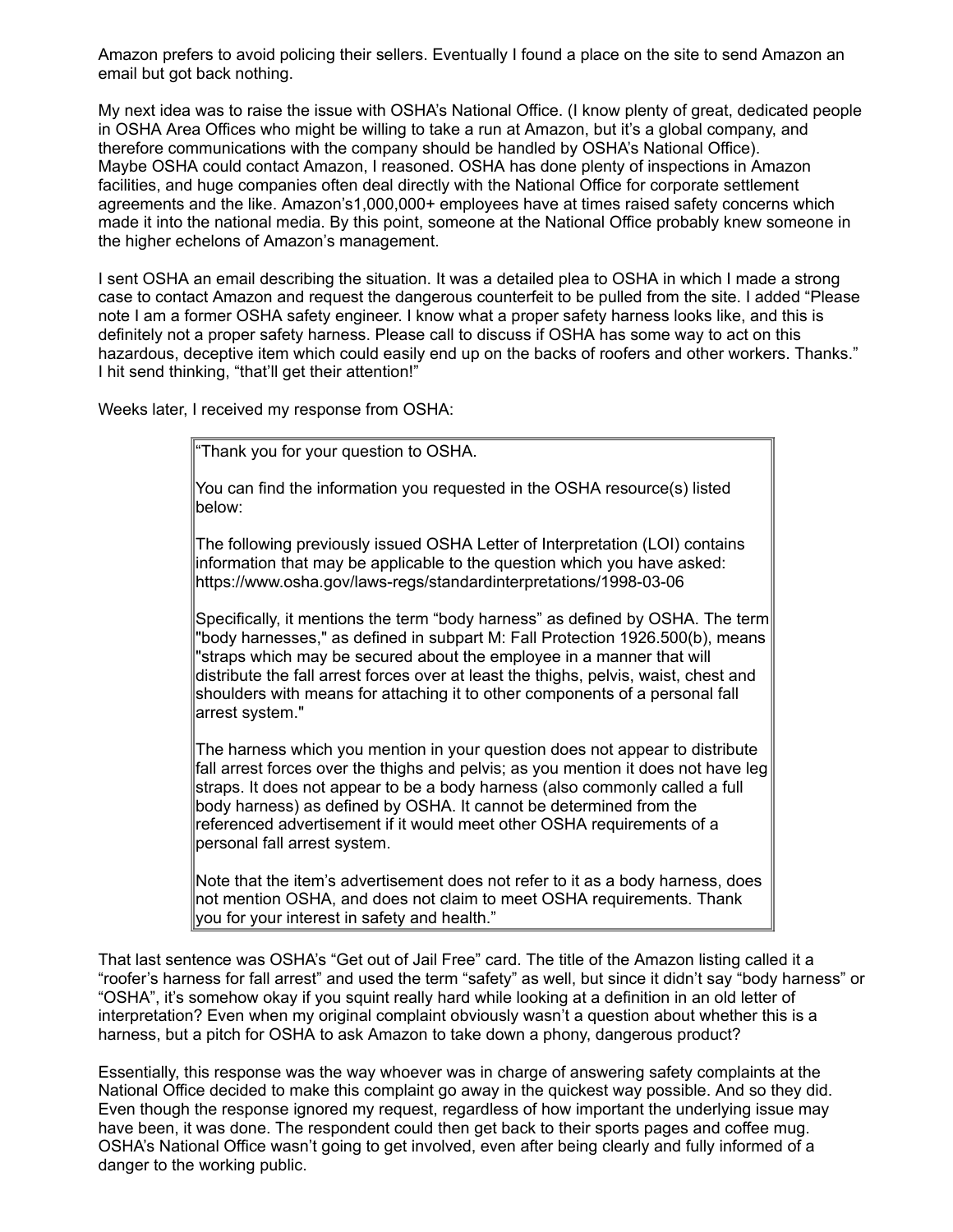Amazon prefers to avoid policing their sellers. Eventually I found a place on the site to send Amazon an email but got back nothing.

My next idea was to raise the issue with OSHA's National Office. (I know plenty of great, dedicated people in OSHA Area Offices who might be willing to take a run at Amazon, but it's a global company, and therefore communications with the company should be handled by OSHA's National Office). Maybe OSHA could contact Amazon, I reasoned. OSHA has done plenty of inspections in Amazon facilities, and huge companies often deal directly with the National Office for corporate settlement agreements and the like. Amazon's1,000,000+ employees have at times raised safety concerns which made it into the national media. By this point, someone at the National Office probably knew someone in the higher echelons of Amazon's management.

I sent OSHA an email describing the situation. It was a detailed plea to OSHA in which I made a strong case to contact Amazon and request the dangerous counterfeit to be pulled from the site. I added "Please note I am a former OSHA safety engineer. I know what a proper safety harness looks like, and this is definitely not a proper safety harness. Please call to discuss if OSHA has some way to act on this hazardous, deceptive item which could easily end up on the backs of roofers and other workers. Thanks." I hit send thinking, "that'll get their attention!"

Weeks later, I received my response from OSHA:

> "Thank you for your question to OSHA.
>
> You can find the information you requested in the OSHA resource(s) listed below:
>
> The following previously issued OSHA Letter of Interpretation (LOI) contains information that may be applicable to the question which you have asked: https://www.osha.gov/laws-regs/standardinterpretations/1998-03-06
>
> Specifically, it mentions the term "body harness" as defined by OSHA. The term "body harnesses," as defined in subpart M: Fall Protection 1926.500(b), means "straps which may be secured about the employee in a manner that will distribute the fall arrest forces over at least the thighs, pelvis, waist, chest and shoulders with means for attaching it to other components of a personal fall arrest system."
>
> The harness which you mention in your question does not appear to distribute fall arrest forces over the thighs and pelvis; as you mention it does not have leg straps. It does not appear to be a body harness (also commonly called a full body harness) as defined by OSHA. It cannot be determined from the referenced advertisement if it would meet other OSHA requirements of a personal fall arrest system.
>
> Note that the item's advertisement does not refer to it as a body harness, does not mention OSHA, and does not claim to meet OSHA requirements. Thank you for your interest in safety and health."

That last sentence was OSHA's "Get out of Jail Free" card. The title of the Amazon listing called it a "roofer's harness for fall arrest" and used the term "safety" as well, but since it didn't say "body harness" or "OSHA", it's somehow okay if you squint really hard while looking at a definition in an old letter of interpretation? Even when my original complaint obviously wasn't a question about whether this is a harness, but a pitch for OSHA to ask Amazon to take down a phony, dangerous product?

Essentially, this response was the way whoever was in charge of answering safety complaints at the National Office decided to make this complaint go away in the quickest way possible. And so they did. Even though the response ignored my request, regardless of how important the underlying issue may have been, it was done. The respondent could then get back to their sports pages and coffee mug. OSHA's National Office wasn't going to get involved, even after being clearly and fully informed of a danger to the working public.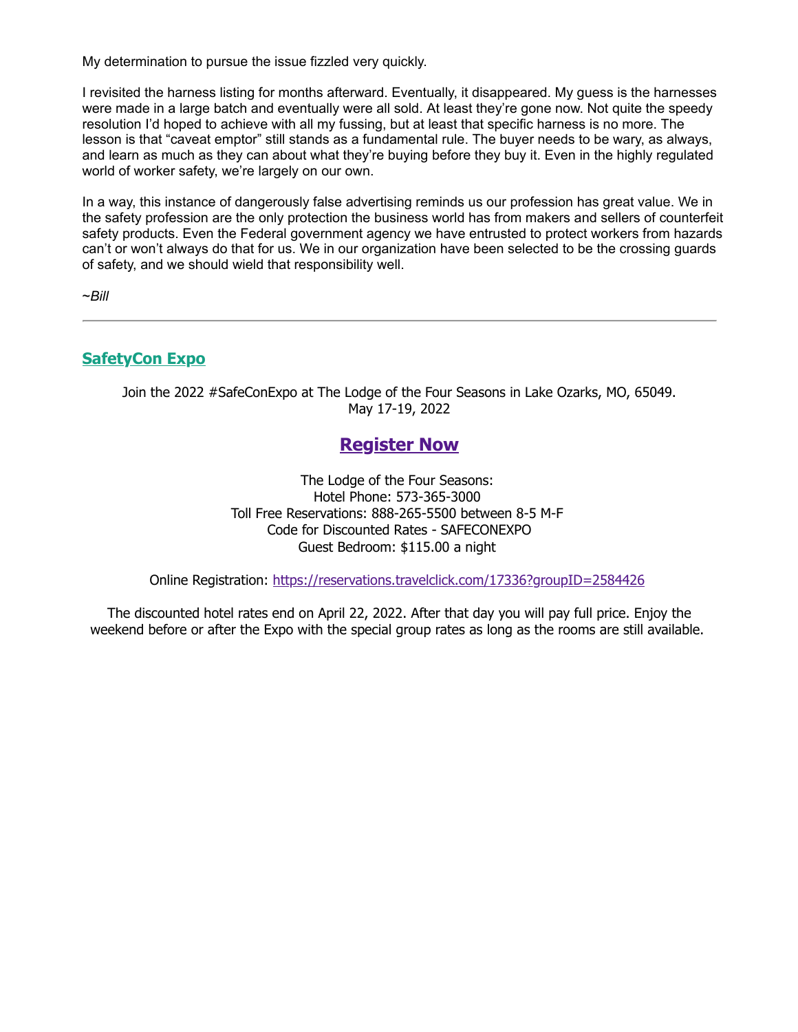My determination to pursue the issue fizzled very quickly.

I revisited the harness listing for months afterward. Eventually, it disappeared. My guess is the harnesses were made in a large batch and eventually were all sold. At least they're gone now. Not quite the speedy resolution I'd hoped to achieve with all my fussing, but at least that specific harness is no more. The lesson is that "caveat emptor" still stands as a fundamental rule. The buyer needs to be wary, as always, and learn as much as they can about what they're buying before they buy it. Even in the highly regulated world of worker safety, we're largely on our own.

In a way, this instance of dangerously false advertising reminds us our profession has great value. We in the safety profession are the only protection the business world has from makers and sellers of counterfeit safety products. Even the Federal government agency we have entrusted to protect workers from hazards can't or won't always do that for us. We in our organization have been selected to be the crossing guards of safety, and we should wield that responsibility well.

*~Bill*

---

## SafetyCon Expo

Join the 2022 #SafeConExpo at The Lodge of the Four Seasons in Lake Ozarks, MO, 65049.
May 17-19, 2022

## Register Now

The Lodge of the Four Seasons:
Hotel Phone: 573-365-3000
Toll Free Reservations: 888-265-5500 between 8-5 M-F
Code for Discounted Rates - SAFECONEXPO
Guest Bedroom: $115.00 a night

Online Registration: https://reservations.travelclick.com/17336?groupID=2584426

The discounted hotel rates end on April 22, 2022. After that day you will pay full price. Enjoy the weekend before or after the Expo with the special group rates as long as the rooms are still available.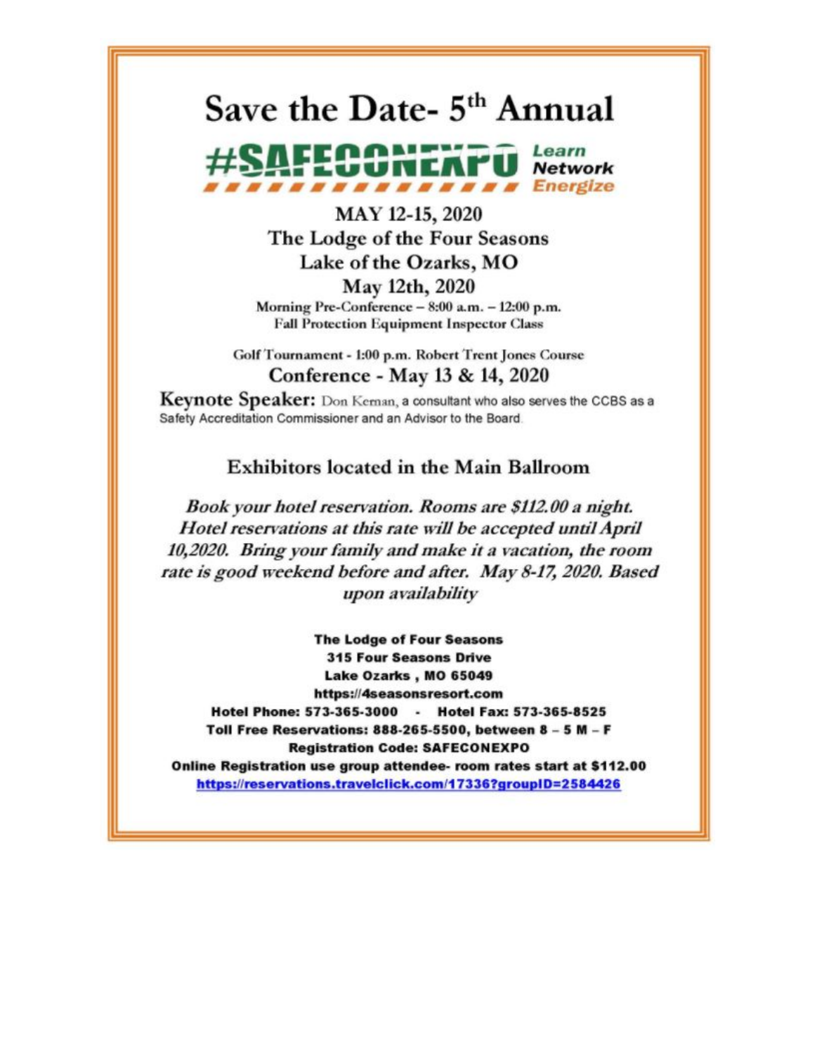# Save the Date- 5th Annual

## #SAFECONEXPO

**Learn**
**Network**
**Energize**

## MAY 12-15, 2020

## The Lodge of the Four Seasons

## Lake of the Ozarks, MO

### May 12th, 2020

Morning Pre-Conference – 8:00 a.m. – 12:00 p.m.
Fall Protection Equipment Inspector Class

Golf Tournament - 1:00 p.m. Robert Trent Jones Course

### Conference - May 13 & 14, 2020

**Keynote Speaker:** Don Kernan, a consultant who also serves the CCBS as a Safety Accreditation Commissioner and an Advisor to the Board.

### Exhibitors located in the Main Ballroom

*Book your hotel reservation. Rooms are $112.00 a night. Hotel reservations at this rate will be accepted until April 10,2020. Bring your family and make it a vacation, the room rate is good weekend before and after. May 8-17, 2020. Based upon availability*

**The Lodge of Four Seasons**
**315 Four Seasons Drive**
**Lake Ozarks , MO 65049**
**https://4seasonsresort.com**
**Hotel Phone: 573-365-3000 - Hotel Fax: 573-365-8525**
**Toll Free Reservations: 888-265-5500, between 8 – 5 M – F**
**Registration Code: SAFECONEXPO**
**Online Registration use group attendee- room rates start at $112.00**
**https://reservations.travelclick.com/17336?groupID=2584426**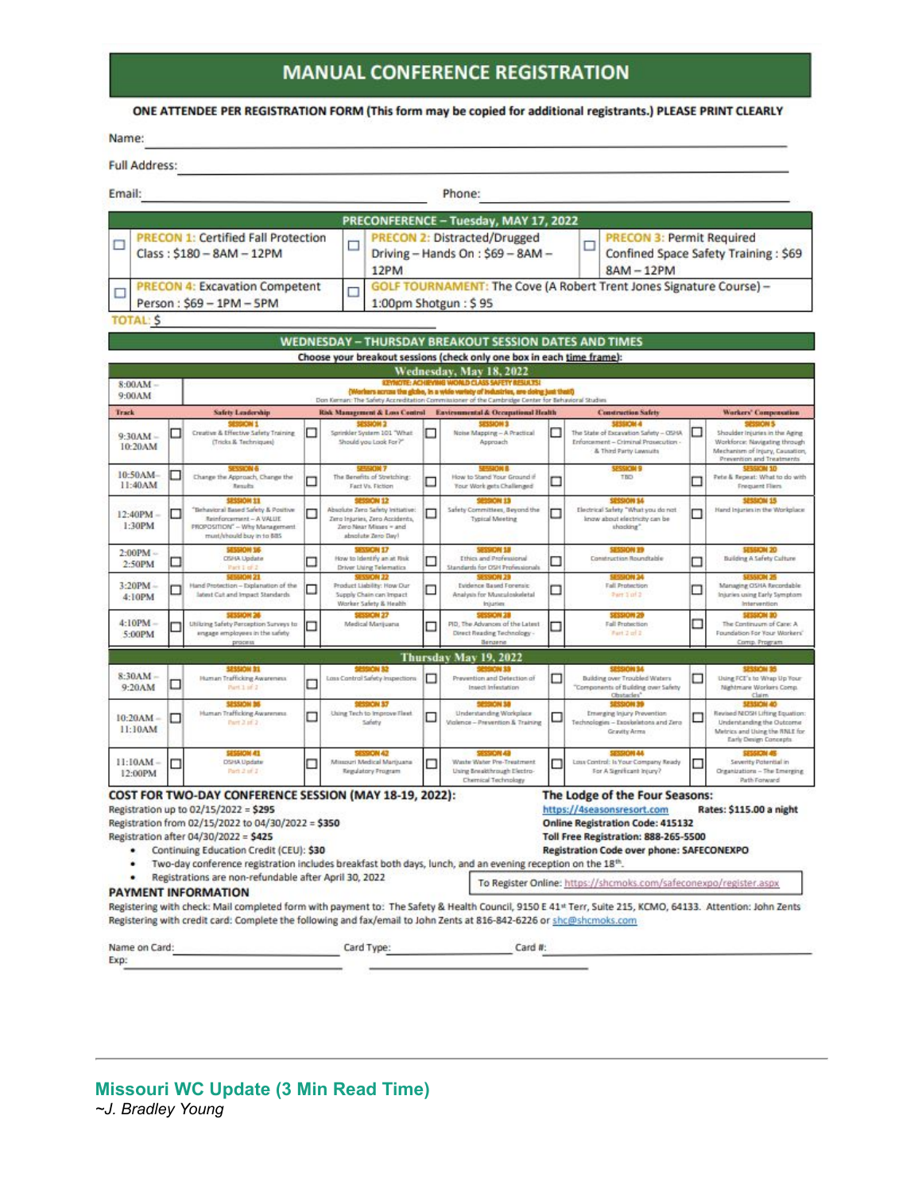# MANUAL CONFERENCE REGISTRATION

**ONE ATTENDEE PER REGISTRATION FORM (This form may be copied for additional registrants.) PLEASE PRINT CLEARLY**

Name: ______________________________

Full Address: ______________________________

Email: ______________________________ Phone: ______________________________

## PRECONFERENCE – Tuesday, MAY 17, 2022

| | | |
|---|---|---|
| ☐ PRECON 1: Certified Fall Protection Class : $180 – 8AM – 12PM | ☐ PRECON 2: Distracted/Drugged Driving – Hands On : $69 – 8AM – 12PM | ☐ PRECON 3: Permit Required Confined Space Safety Training : $69 8AM – 12PM |
| ☐ PRECON 4: Excavation Competent Person : $69 – 1PM – 5PM | ☐ GOLF TOURNAMENT: The Cove (A Robert Trent Jones Signature Course) – 1:00pm Shotgun : $ 95 | |

TOTAL: $ ______________

## WEDNESDAY – THURSDAY BREAKOUT SESSION DATES AND TIMES

**Choose your breakout sessions (check only one box in each time frame):**

### Wednesday, May 18, 2022

**8:00AM – 9:00AM — KEYNOTE: ACHIEVING WORLD CLASS SAFETY RESULTS!** (Workers across the globe, in a wide variety of industries, are doing just that!) Don Kernan: The Safety Accreditation Commissioner of the Cambridge Center for Behavioral Studies

| Track | Safety Leadership | Risk Management & Loss Control | Environmental & Occupational Health | Construction Safety | Workers' Compensation |
|---|---|---|---|---|---|
| 9:30AM – 10:20AM | ☐ SESSION 1: Creative & Effective Safety Training (Tricks & Techniques) | ☐ SESSION 2: Sprinkler System 101 "What Should you Look For?" | ☐ SESSION 3: Noise Mapping – A Practical Approach | ☐ SESSION 4: The State of Excavation Safety – OSHA Enforcement – Criminal Prosecution – & Third Party Lawsuits | ☐ SESSION 5: Shoulder Injuries in the Aging Workforce: Navigating through Mechanism of Injury, Causation, Prevention and Treatments |
| 10:50AM – 11:40AM | ☐ SESSION 6: Change the Approach, Change the Results | ☐ SESSION 7: The Benefits of Stretching: Fact Vs. Fiction | ☐ SESSION 8: How to Stand Your Ground if Your Work gets Challenged | ☐ SESSION 9: TBD | ☐ SESSION 10: Pete & Repeat: What to do with Frequent Fliers |
| 12:40PM – 1:30PM | ☐ SESSION 11: "Behavioral Based Safety & Positive Reinforcement – A VALUE PROPOSITION" – Why Management must/should buy in to BBS | ☐ SESSION 12: Absolute Zero Safety Initiative: Zero Injuries, Zero Accidents, Zero Near Misses = and absolute Zero Day! | ☐ SESSION 13: Safety Committees, Beyond the Typical Meeting | ☐ SESSION 14: Electrical Safety "What you do not know about electricity can be shocking" | ☐ SESSION 15: Hand Injuries in the Workplace |
| 2:00PM – 2:50PM | ☐ SESSION 16: OSHA Update Part 1 of 2 | ☐ SESSION 17: How to Identify an at Risk Driver Using Telematics | ☐ SESSION 18: Ethics and Professional Standards for OSH Professionals | ☐ SESSION 19: Construction Roundtable | ☐ SESSION 20: Building A Safety Culture |
| 3:20PM – 4:10PM | ☐ SESSION 21: Hand Protection – Explanation of the latest Cut and Impact Standards | ☐ SESSION 22: Product Liability: How Our Supply Chain can Impact Worker Safety & Health | ☐ SESSION 23: Evidence Based Forensic Analysis for Musculoskeletal Injuries | ☐ SESSION 24: Fall Protection Part 1 of 2 | ☐ SESSION 25: Managing OSHA Recordable Injuries using Early Symptom Intervention |
| 4:10PM – 5:00PM | ☐ SESSION 26: Utilizing Safety Perception Surveys to engage employees in the safety process | ☐ SESSION 27: Medical Marijuana | ☐ SESSION 28: PID, The Advances of the Latest Direct Reading Technology – Benzene | ☐ SESSION 29: Fall Protection Part 2 of 2 | ☐ SESSION 30: The Continuum of Care: A Foundation For Your Workers' Comp. Program |

### Thursday May 19, 2022

| Track | Safety Leadership | Risk Management & Loss Control | Environmental & Occupational Health | Construction Safety | Workers' Compensation |
|---|---|---|---|---|---|
| 8:30AM – 9:20AM | ☐ SESSION 31: Human Trafficking Awareness Part 1 of 2 | ☐ SESSION 32: Loss Control Safety Inspections | ☐ SESSION 33: Prevention and Detection of Insect Infestation | ☐ SESSION 34: Building over Troubled Waters "Components of Building over Safety Obstacles" | ☐ SESSION 35: Using FCE's to Wrap Up Your Nightmare Workers Comp. Claim |
| 10:20AM – 11:10AM | ☐ SESSION 36: Human Trafficking Awareness Part 2 of 2 | ☐ SESSION 37: Using Tech to Improve Fleet Safety | ☐ SESSION 38: Understanding Workplace Violence – Prevention & Training | ☐ SESSION 39: Emerging Injury Prevention Technologies – Exoskeletons and Zero Gravity Arms | ☐ SESSION 40: Revised NIOSH Lifting Equation: Understanding the Outcome Metrics and Using the RNLE for Early Design Concepts |
| 11:10AM – 12:00PM | ☐ SESSION 41: OSHA Update Part 2 of 2 | ☐ SESSION 42: Missouri Medical Marijuana Regulatory Program | ☐ SESSION 43: Waste Water Pre-Treatment Using Breakthrough Electro-Chemical Technology | ☐ SESSION 44: Loss Control: Is Your Company Ready For A Significant Injury? | ☐ SESSION 45: Severity Potential in Organizations – The Emerging Path Forward |

**COST FOR TWO-DAY CONFERENCE SESSION (MAY 18-19, 2022):**

Registration up to 02/15/2022 = **$295**
Registration from 02/15/2022 to 04/30/2022 = **$350**
Registration after 04/30/2022 = **$425**

- Continuing Education Credit (CEU): **$30**
- Two-day conference registration includes breakfast both days, lunch, and an evening reception on the 18th.
- Registrations are non-refundable after April 30, 2022

**The Lodge of the Four Seasons:**
https://4seasonsresort.com **Rates: $115.00 a night**
**Online Registration Code: 415132**
**Toll Free Registration: 888-265-5500**
**Registration Code over phone: SAFECONEXPO**

To Register Online: https://shcmoks.com/safeconexpo/register.aspx

**PAYMENT INFORMATION**

Registering with check: Mail completed form with payment to: The Safety & Health Council, 9150 E 41st Terr, Suite 215, KCMO, 64133. Attention: John Zents
Registering with credit card: Complete the following and fax/email to John Zents at 816-842-6226 or shc@shcmoks.com

Name on Card: ______________ Card Type: ______________ Card #: ______________
Exp: ______________

---

## Missouri WC Update (3 Min Read Time)

*~J. Bradley Young*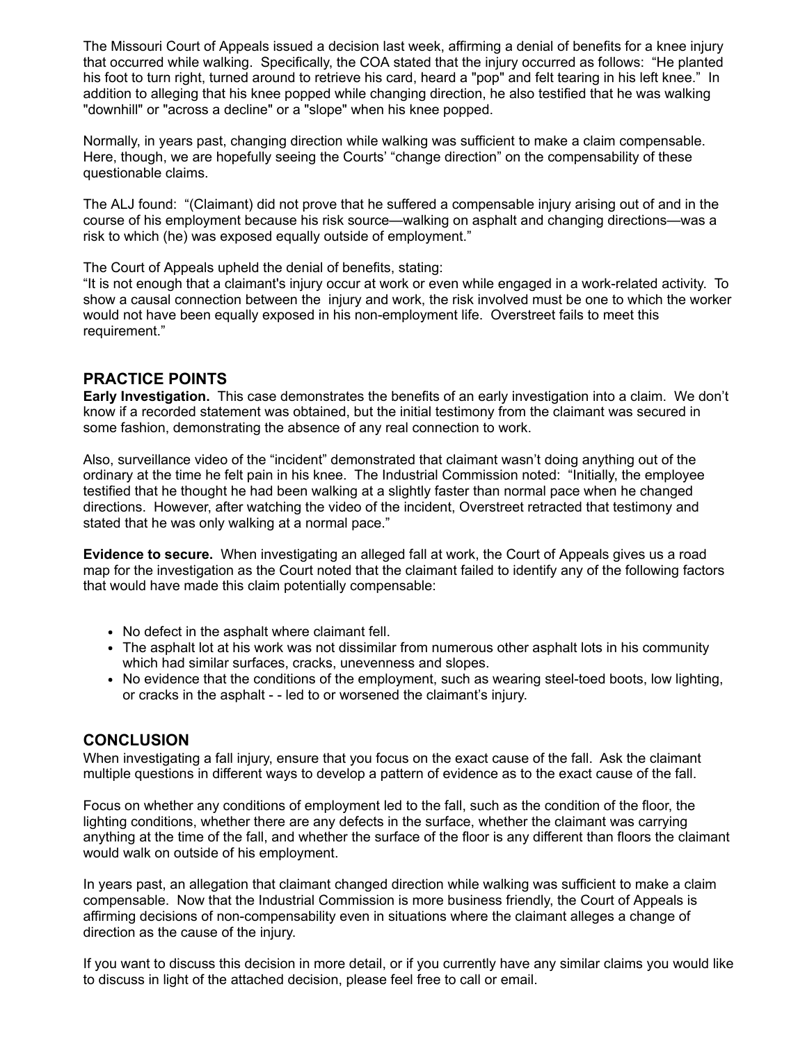The Missouri Court of Appeals issued a decision last week, affirming a denial of benefits for a knee injury that occurred while walking. Specifically, the COA stated that the injury occurred as follows: "He planted his foot to turn right, turned around to retrieve his card, heard a "pop" and felt tearing in his left knee." In addition to alleging that his knee popped while changing direction, he also testified that he was walking "downhill" or "across a decline" or a "slope" when his knee popped.

Normally, in years past, changing direction while walking was sufficient to make a claim compensable. Here, though, we are hopefully seeing the Courts' "change direction" on the compensability of these questionable claims.

The ALJ found: "(Claimant) did not prove that he suffered a compensable injury arising out of and in the course of his employment because his risk source—walking on asphalt and changing directions—was a risk to which (he) was exposed equally outside of employment."

The Court of Appeals upheld the denial of benefits, stating:
"It is not enough that a claimant's injury occur at work or even while engaged in a work-related activity. To show a causal connection between the injury and work, the risk involved must be one to which the worker would not have been equally exposed in his non-employment life. Overstreet fails to meet this requirement."

## PRACTICE POINTS

**Early Investigation.** This case demonstrates the benefits of an early investigation into a claim. We don't know if a recorded statement was obtained, but the initial testimony from the claimant was secured in some fashion, demonstrating the absence of any real connection to work.

Also, surveillance video of the "incident" demonstrated that claimant wasn't doing anything out of the ordinary at the time he felt pain in his knee. The Industrial Commission noted: "Initially, the employee testified that he thought he had been walking at a slightly faster than normal pace when he changed directions. However, after watching the video of the incident, Overstreet retracted that testimony and stated that he was only walking at a normal pace."

**Evidence to secure.** When investigating an alleged fall at work, the Court of Appeals gives us a road map for the investigation as the Court noted that the claimant failed to identify any of the following factors that would have made this claim potentially compensable:

- No defect in the asphalt where claimant fell.
- The asphalt lot at his work was not dissimilar from numerous other asphalt lots in his community which had similar surfaces, cracks, unevenness and slopes.
- No evidence that the conditions of the employment, such as wearing steel-toed boots, low lighting, or cracks in the asphalt - - led to or worsened the claimant's injury.

## CONCLUSION

When investigating a fall injury, ensure that you focus on the exact cause of the fall. Ask the claimant multiple questions in different ways to develop a pattern of evidence as to the exact cause of the fall.

Focus on whether any conditions of employment led to the fall, such as the condition of the floor, the lighting conditions, whether there are any defects in the surface, whether the claimant was carrying anything at the time of the fall, and whether the surface of the floor is any different than floors the claimant would walk on outside of his employment.

In years past, an allegation that claimant changed direction while walking was sufficient to make a claim compensable. Now that the Industrial Commission is more business friendly, the Court of Appeals is affirming decisions of non-compensability even in situations where the claimant alleges a change of direction as the cause of the injury.

If you want to discuss this decision in more detail, or if you currently have any similar claims you would like to discuss in light of the attached decision, please feel free to call or email.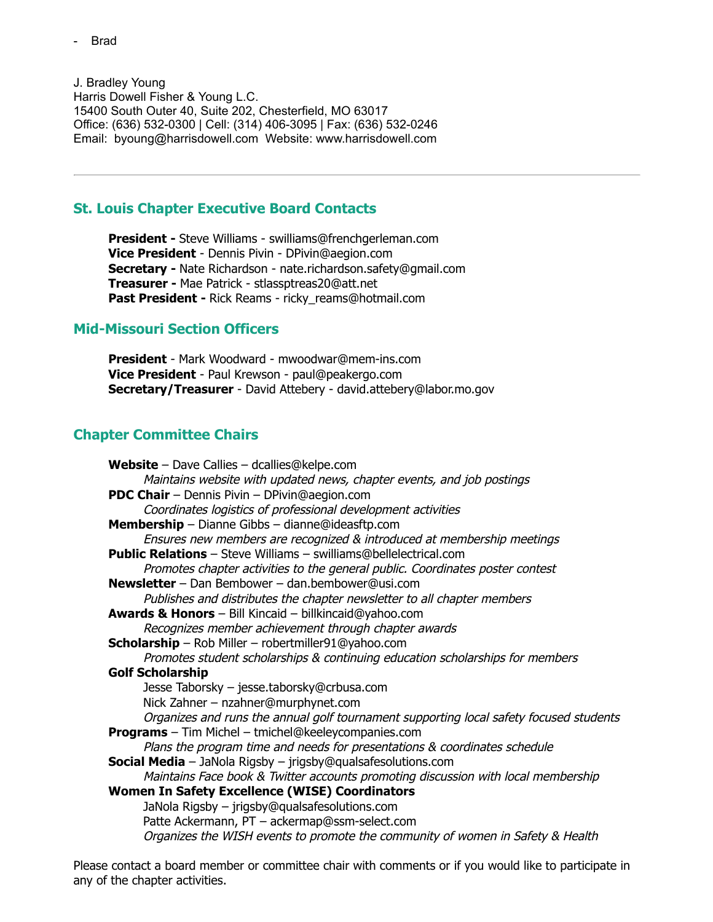- Brad

J. Bradley Young
Harris Dowell Fisher & Young L.C.
15400 South Outer 40, Suite 202, Chesterfield, MO 63017
Office: (636) 532-0300 | Cell: (314) 406-3095 | Fax: (636) 532-0246
Email: byoung@harrisdowell.com Website: www.harrisdowell.com

---

## St. Louis Chapter Executive Board Contacts

**President -** Steve Williams - swilliams@frenchgerleman.com
**Vice President** - Dennis Pivin - DPivin@aegion.com
**Secretary -** Nate Richardson - nate.richardson.safety@gmail.com
**Treasurer -** Mae Patrick - stlassptreas20@att.net
**Past President -** Rick Reams - ricky_reams@hotmail.com

## Mid-Missouri Section Officers

**President** - Mark Woodward - mwoodwar@mem-ins.com
**Vice President** - Paul Krewson - paul@peakergo.com
**Secretary/Treasurer** - David Attebery - david.attebery@labor.mo.gov

## Chapter Committee Chairs

**Website** – Dave Callies – dcallies@kelpe.com
*Maintains website with updated news, chapter events, and job postings*

**PDC Chair** – Dennis Pivin – DPivin@aegion.com
*Coordinates logistics of professional development activities*

**Membership** – Dianne Gibbs – dianne@ideasftp.com
*Ensures new members are recognized & introduced at membership meetings*

**Public Relations** – Steve Williams – swilliams@bellelectrical.com
*Promotes chapter activities to the general public. Coordinates poster contest*

**Newsletter** – Dan Bembower – dan.bembower@usi.com
*Publishes and distributes the chapter newsletter to all chapter members*

**Awards & Honors** – Bill Kincaid – billkincaid@yahoo.com
*Recognizes member achievement through chapter awards*

**Scholarship** – Rob Miller – robertmiller91@yahoo.com
*Promotes student scholarships & continuing education scholarships for members*

**Golf Scholarship**
Jesse Taborsky – jesse.taborsky@crbusa.com
Nick Zahner – nzahner@murphynet.com
*Organizes and runs the annual golf tournament supporting local safety focused students*

**Programs** – Tim Michel – tmichel@keeleycompanies.com
*Plans the program time and needs for presentations & coordinates schedule*

**Social Media** – JaNola Rigsby – jrigsby@qualsafesolutions.com
*Maintains Face book & Twitter accounts promoting discussion with local membership*

**Women In Safety Excellence (WISE) Coordinators**
JaNola Rigsby – jrigsby@qualsafesolutions.com
Patte Ackermann, PT – ackermap@ssm-select.com
*Organizes the WISH events to promote the community of women in Safety & Health*

Please contact a board member or committee chair with comments or if you would like to participate in any of the chapter activities.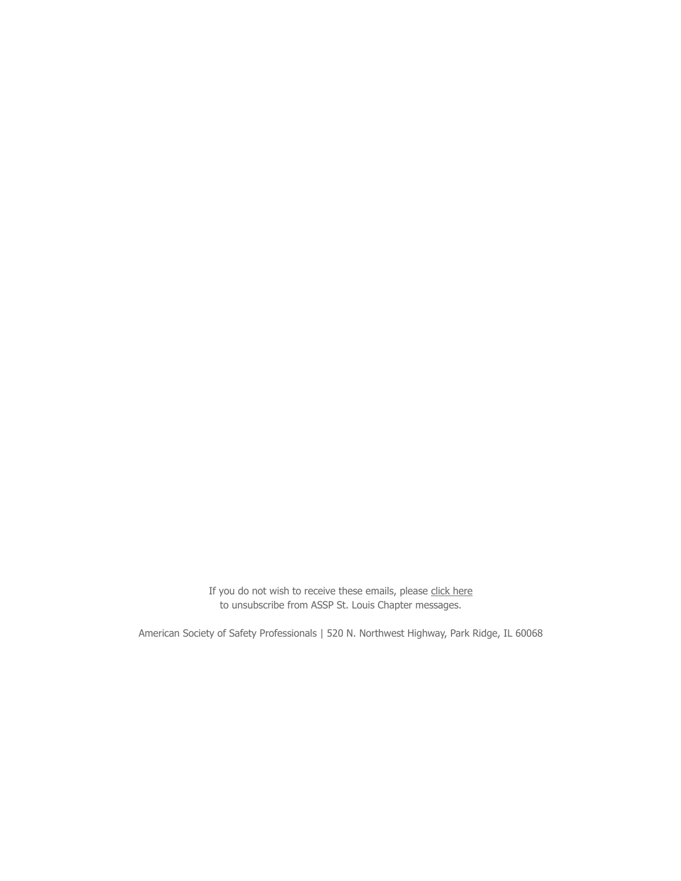If you do not wish to receive these emails, please click here
to unsubscribe from ASSP St. Louis Chapter messages.

American Society of Safety Professionals | 520 N. Northwest Highway, Park Ridge, IL 60068